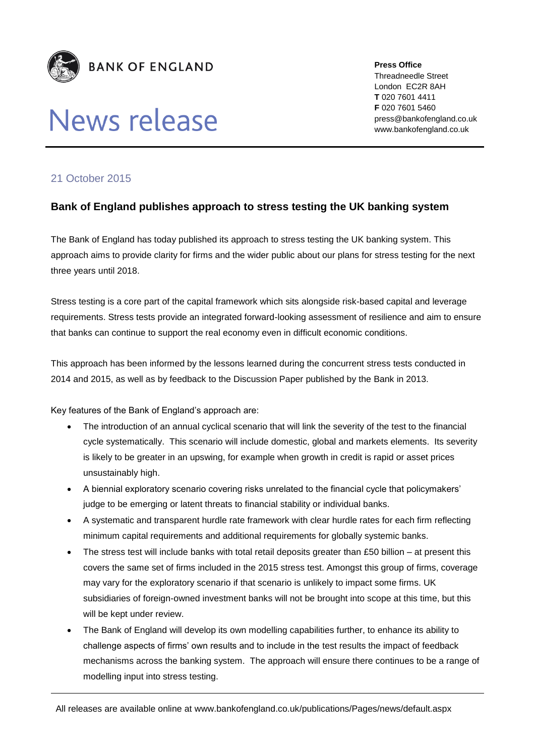**BANK OF ENGLAND**

# News release

**Press Office**
Threadneedle Street
London EC2R 8AH
**T** 020 7601 4411
**F** 020 7601 5460
press@bankofengland.co.uk
www.bankofengland.co.uk

21 October 2015

## Bank of England publishes approach to stress testing the UK banking system

The Bank of England has today published its approach to stress testing the UK banking system. This approach aims to provide clarity for firms and the wider public about our plans for stress testing for the next three years until 2018.

Stress testing is a core part of the capital framework which sits alongside risk-based capital and leverage requirements. Stress tests provide an integrated forward-looking assessment of resilience and aim to ensure that banks can continue to support the real economy even in difficult economic conditions.

This approach has been informed by the lessons learned during the concurrent stress tests conducted in 2014 and 2015, as well as by feedback to the Discussion Paper published by the Bank in 2013.

Key features of the Bank of England's approach are:

- The introduction of an annual cyclical scenario that will link the severity of the test to the financial cycle systematically. This scenario will include domestic, global and markets elements. Its severity is likely to be greater in an upswing, for example when growth in credit is rapid or asset prices unsustainably high.
- A biennial exploratory scenario covering risks unrelated to the financial cycle that policymakers' judge to be emerging or latent threats to financial stability or individual banks.
- A systematic and transparent hurdle rate framework with clear hurdle rates for each firm reflecting minimum capital requirements and additional requirements for globally systemic banks.
- The stress test will include banks with total retail deposits greater than £50 billion – at present this covers the same set of firms included in the 2015 stress test. Amongst this group of firms, coverage may vary for the exploratory scenario if that scenario is unlikely to impact some firms. UK subsidiaries of foreign-owned investment banks will not be brought into scope at this time, but this will be kept under review.
- The Bank of England will develop its own modelling capabilities further, to enhance its ability to challenge aspects of firms' own results and to include in the test results the impact of feedback mechanisms across the banking system. The approach will ensure there continues to be a range of modelling input into stress testing.

All releases are available online at www.bankofengland.co.uk/publications/Pages/news/default.aspx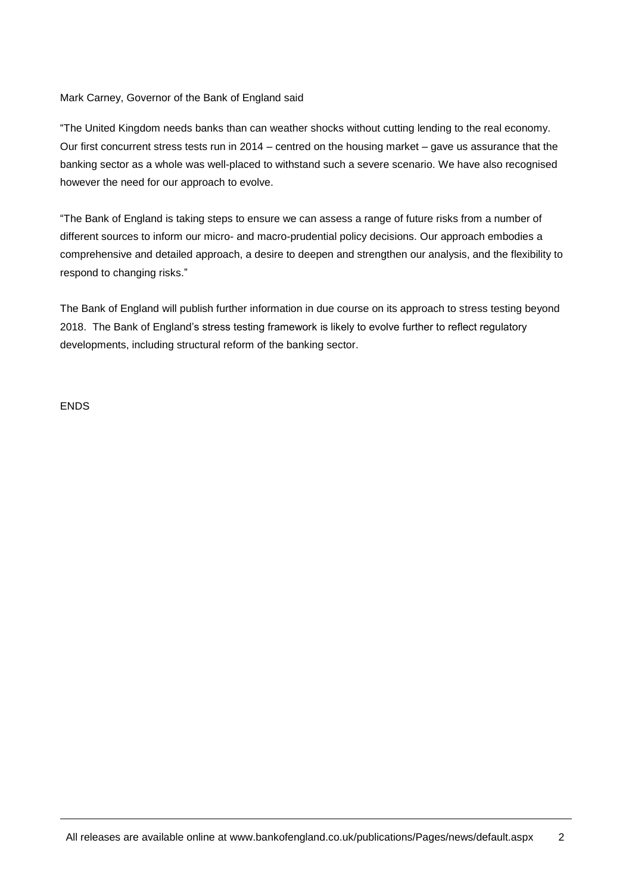Mark Carney, Governor of the Bank of England said

"The United Kingdom needs banks than can weather shocks without cutting lending to the real economy. Our first concurrent stress tests run in 2014 – centred on the housing market – gave us assurance that the banking sector as a whole was well-placed to withstand such a severe scenario. We have also recognised however the need for our approach to evolve.

"The Bank of England is taking steps to ensure we can assess a range of future risks from a number of different sources to inform our micro- and macro-prudential policy decisions. Our approach embodies a comprehensive and detailed approach, a desire to deepen and strengthen our analysis, and the flexibility to respond to changing risks."

The Bank of England will publish further information in due course on its approach to stress testing beyond 2018. The Bank of England's stress testing framework is likely to evolve further to reflect regulatory developments, including structural reform of the banking sector.

ENDS